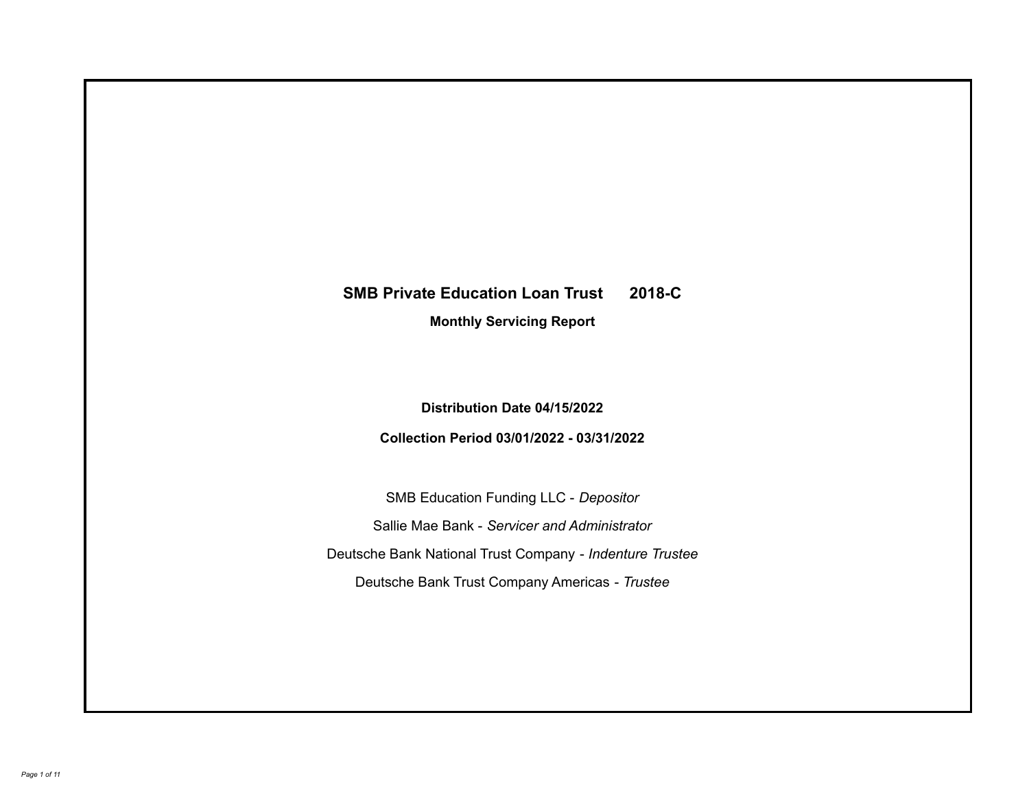# SMB Private Education Loan Trust 2018-C

**Monthly Servicing Report**

**Distribution Date 04/15/2022**

**Collection Period 03/01/2022 - 03/31/2022**

SMB Education Funding LLC - *Depositor*

Sallie Mae Bank - *Servicer and Administrator*

Deutsche Bank National Trust Company - *Indenture Trustee*

Deutsche Bank Trust Company Americas - *Trustee*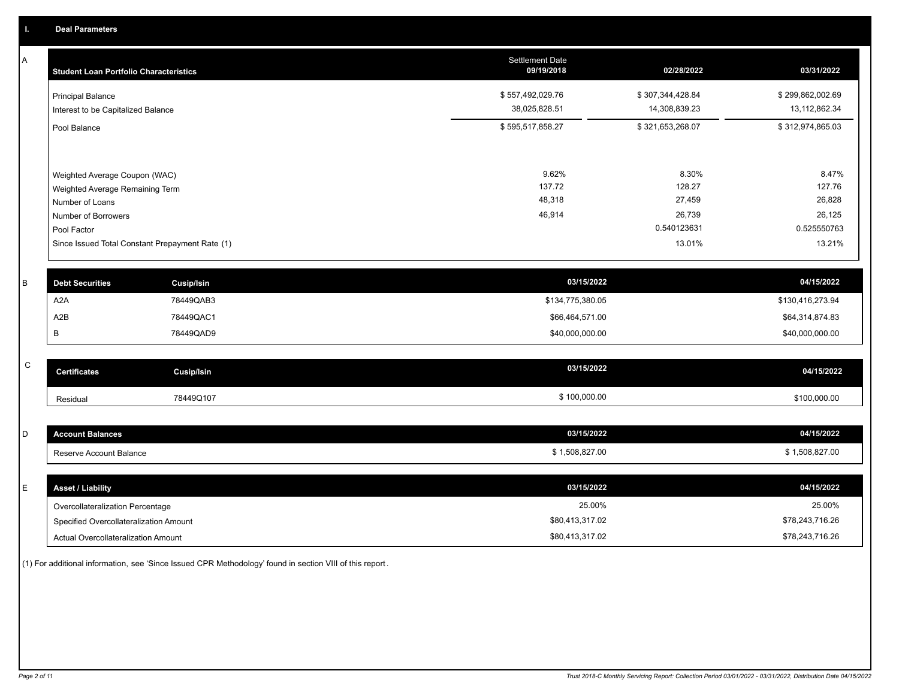## I. Deal Parameters

### A

| Student Loan Portfolio Characteristics | Settlement Date 09/19/2018 | 02/28/2022 | 03/31/2022 |
|---|---|---|---|
| Principal Balance | $ 557,492,029.76 | $ 307,344,428.84 | $ 299,862,002.69 |
| Interest to be Capitalized Balance | 38,025,828.51 | 14,308,839.23 | 13,112,862.34 |
| Pool Balance | $ 595,517,858.27 | $ 321,653,268.07 | $ 312,974,865.03 |
| Weighted Average Coupon (WAC) | 9.62% | 8.30% | 8.47% |
| Weighted Average Remaining Term | 137.72 | 128.27 | 127.76 |
| Number of Loans | 48,318 | 27,459 | 26,828 |
| Number of Borrowers | 46,914 | 26,739 | 26,125 |
| Pool Factor | | 0.540123631 | 0.525550763 |
| Since Issued Total Constant Prepayment Rate (1) | | 13.01% | 13.21% |

### B

| Debt Securities | Cusip/Isin | 03/15/2022 | 04/15/2022 |
|---|---|---|---|
| A2A | 78449QAB3 | $134,775,380.05 | $130,416,273.94 |
| A2B | 78449QAC1 | $66,464,571.00 | $64,314,874.83 |
| B | 78449QAD9 | $40,000,000.00 | $40,000,000.00 |

### C

| Certificates | Cusip/Isin | 03/15/2022 | 04/15/2022 |
|---|---|---|---|
| Residual | 78449Q107 | $ 100,000.00 | $100,000.00 |

### D

| Account Balances | 03/15/2022 | 04/15/2022 |
|---|---|---|
| Reserve Account Balance | $ 1,508,827.00 | $ 1,508,827.00 |

### E

| Asset / Liability | 03/15/2022 | 04/15/2022 |
|---|---|---|
| Overcollateralization Percentage | 25.00% | 25.00% |
| Specified Overcollateralization Amount | $80,413,317.02 | $78,243,716.26 |
| Actual Overcollateralization Amount | $80,413,317.02 | $78,243,716.26 |

(1) For additional information, see 'Since Issued CPR Methodology' found in section VIII of this report.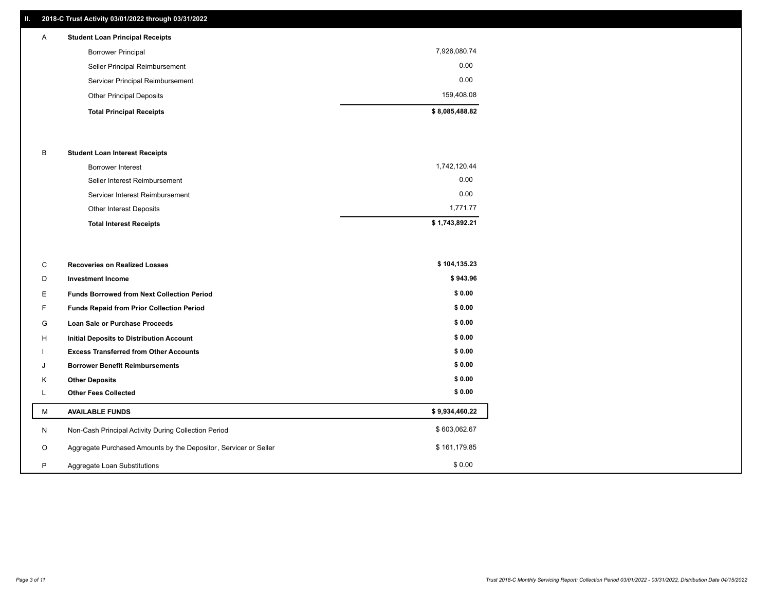## II. 2018-C Trust Activity 03/01/2022 through 03/31/2022

| | | |
|---|---|---|
| A | **Student Loan Principal Receipts** | |
| | Borrower Principal | 7,926,080.74 |
| | Seller Principal Reimbursement | 0.00 |
| | Servicer Principal Reimbursement | 0.00 |
| | Other Principal Deposits | 159,408.08 |
| | **Total Principal Receipts** | **$ 8,085,488.82** |
| B | **Student Loan Interest Receipts** | |
| | Borrower Interest | 1,742,120.44 |
| | Seller Interest Reimbursement | 0.00 |
| | Servicer Interest Reimbursement | 0.00 |
| | Other Interest Deposits | 1,771.77 |
| | **Total Interest Receipts** | **$ 1,743,892.21** |
| C | **Recoveries on Realized Losses** | **$ 104,135.23** |
| D | **Investment Income** | **$ 943.96** |
| E | **Funds Borrowed from Next Collection Period** | **$ 0.00** |
| F | **Funds Repaid from Prior Collection Period** | **$ 0.00** |
| G | **Loan Sale or Purchase Proceeds** | **$ 0.00** |
| H | **Initial Deposits to Distribution Account** | **$ 0.00** |
| I | **Excess Transferred from Other Accounts** | **$ 0.00** |
| J | **Borrower Benefit Reimbursements** | **$ 0.00** |
| K | **Other Deposits** | **$ 0.00** |
| L | **Other Fees Collected** | **$ 0.00** |
| M | **AVAILABLE FUNDS** | **$ 9,934,460.22** |
| N | Non-Cash Principal Activity During Collection Period | $ 603,062.67 |
| O | Aggregate Purchased Amounts by the Depositor, Servicer or Seller | $ 161,179.85 |
| P | Aggregate Loan Substitutions | $ 0.00 |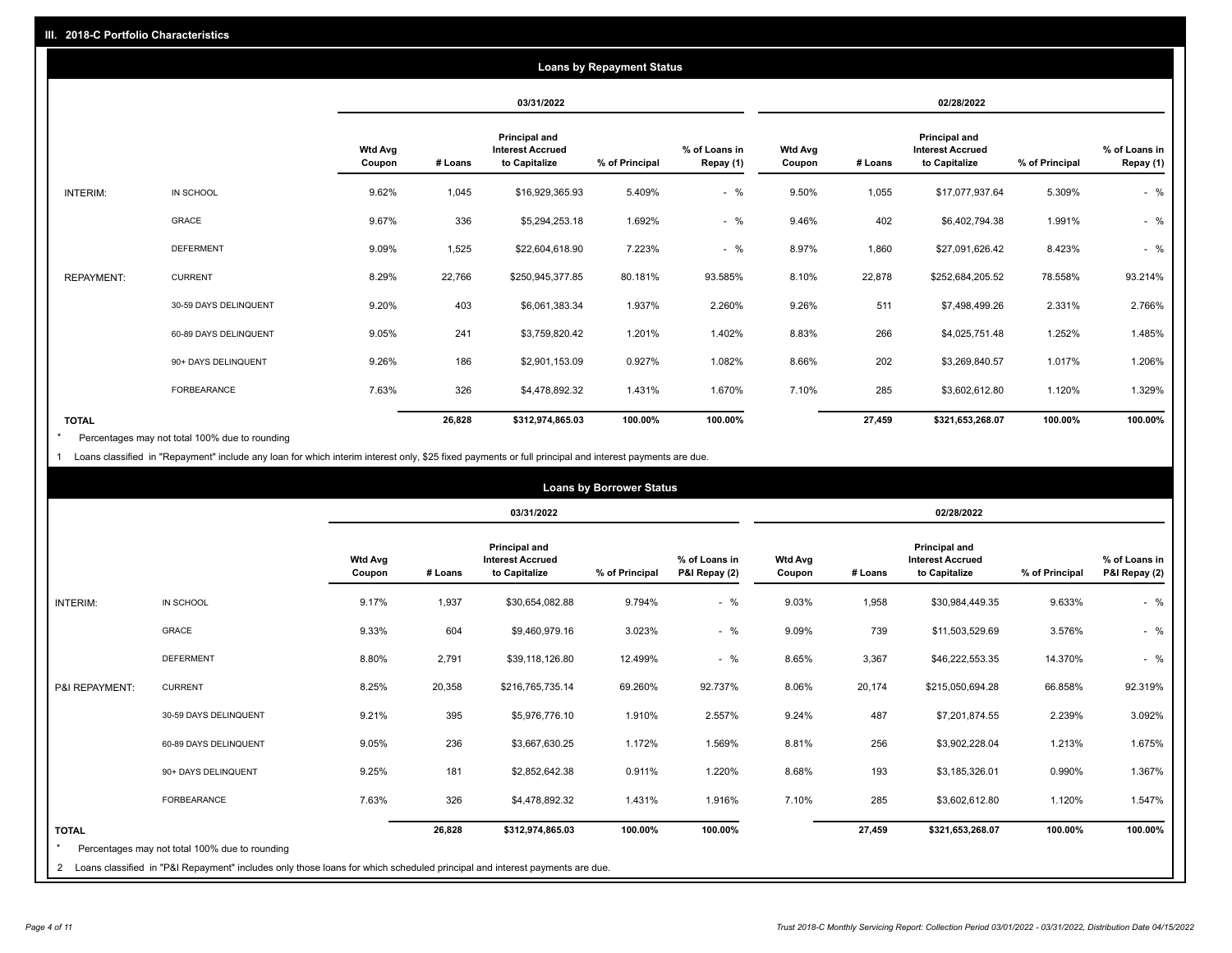## III. 2018-C Portfolio Characteristics

### Loans by Repayment Status

| | | 03/31/2022 | | | | | 02/28/2022 | | | | |
|---|---|---|---|---|---|---|---|---|---|---|---|
| | | Wtd Avg Coupon | # Loans | Principal and Interest Accrued to Capitalize | % of Principal | % of Loans in Repay (1) | Wtd Avg Coupon | # Loans | Principal and Interest Accrued to Capitalize | % of Principal | % of Loans in Repay (1) |
| INTERIM: | IN SCHOOL | 9.62% | 1,045 | $16,929,365.93 | 5.409% | - % | 9.50% | 1,055 | $17,077,937.64 | 5.309% | - % |
| | GRACE | 9.67% | 336 | $5,294,253.18 | 1.692% | - % | 9.46% | 402 | $6,402,794.38 | 1.991% | - % |
| | DEFERMENT | 9.09% | 1,525 | $22,604,618.90 | 7.223% | - % | 8.97% | 1,860 | $27,091,626.42 | 8.423% | - % |
| REPAYMENT: | CURRENT | 8.29% | 22,766 | $250,945,377.85 | 80.181% | 93.585% | 8.10% | 22,878 | $252,684,205.52 | 78.558% | 93.214% |
| | 30-59 DAYS DELINQUENT | 9.20% | 403 | $6,061,383.34 | 1.937% | 2.260% | 9.26% | 511 | $7,498,499.26 | 2.331% | 2.766% |
| | 60-89 DAYS DELINQUENT | 9.05% | 241 | $3,759,820.42 | 1.201% | 1.402% | 8.83% | 266 | $4,025,751.48 | 1.252% | 1.485% |
| | 90+ DAYS DELINQUENT | 9.26% | 186 | $2,901,153.09 | 0.927% | 1.082% | 8.66% | 202 | $3,269,840.57 | 1.017% | 1.206% |
| | FORBEARANCE | 7.63% | 326 | $4,478,892.32 | 1.431% | 1.670% | 7.10% | 285 | $3,602,612.80 | 1.120% | 1.329% |
| TOTAL | | | 26,828 | $312,974,865.03 | 100.00% | 100.00% | | 27,459 | $321,653,268.07 | 100.00% | 100.00% |

\* Percentages may not total 100% due to rounding

1 Loans classified in "Repayment" include any loan for which interim interest only, $25 fixed payments or full principal and interest payments are due.

### Loans by Borrower Status

| | | 03/31/2022 | | | | | 02/28/2022 | | | | |
|---|---|---|---|---|---|---|---|---|---|---|---|
| | | Wtd Avg Coupon | # Loans | Principal and Interest Accrued to Capitalize | % of Principal | % of Loans in P&I Repay (2) | Wtd Avg Coupon | # Loans | Principal and Interest Accrued to Capitalize | % of Principal | % of Loans in P&I Repay (2) |
| INTERIM: | IN SCHOOL | 9.17% | 1,937 | $30,654,082.88 | 9.794% | - % | 9.03% | 1,958 | $30,984,449.35 | 9.633% | - % |
| | GRACE | 9.33% | 604 | $9,460,979.16 | 3.023% | - % | 9.09% | 739 | $11,503,529.69 | 3.576% | - % |
| | DEFERMENT | 8.80% | 2,791 | $39,118,126.80 | 12.499% | - % | 8.65% | 3,367 | $46,222,553.35 | 14.370% | - % |
| P&I REPAYMENT: | CURRENT | 8.25% | 20,358 | $216,765,735.14 | 69.260% | 92.737% | 8.06% | 20,174 | $215,050,694.28 | 66.858% | 92.319% |
| | 30-59 DAYS DELINQUENT | 9.21% | 395 | $5,976,776.10 | 1.910% | 2.557% | 9.24% | 487 | $7,201,874.55 | 2.239% | 3.092% |
| | 60-89 DAYS DELINQUENT | 9.05% | 236 | $3,667,630.25 | 1.172% | 1.569% | 8.81% | 256 | $3,902,228.04 | 1.213% | 1.675% |
| | 90+ DAYS DELINQUENT | 9.25% | 181 | $2,852,642.38 | 0.911% | 1.220% | 8.68% | 193 | $3,185,326.01 | 0.990% | 1.367% |
| | FORBEARANCE | 7.63% | 326 | $4,478,892.32 | 1.431% | 1.916% | 7.10% | 285 | $3,602,612.80 | 1.120% | 1.547% |
| TOTAL | | | 26,828 | $312,974,865.03 | 100.00% | 100.00% | | 27,459 | $321,653,268.07 | 100.00% | 100.00% |

\* Percentages may not total 100% due to rounding

2 Loans classified in "P&I Repayment" includes only those loans for which scheduled principal and interest payments are due.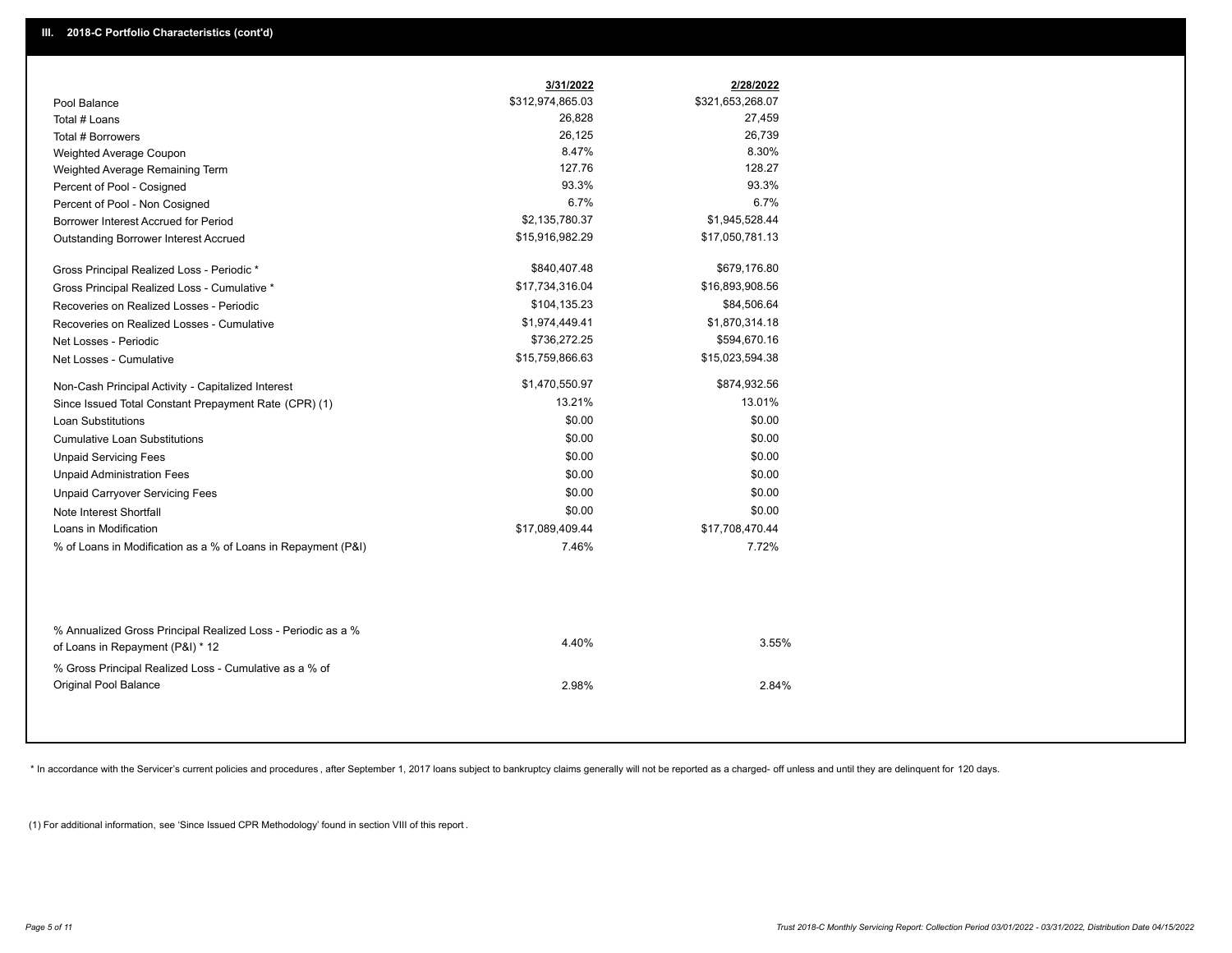## III. 2018-C Portfolio Characteristics (cont'd)

| | 3/31/2022 | 2/28/2022 |
|---|---|---|
| Pool Balance | $312,974,865.03 | $321,653,268.07 |
| Total # Loans | 26,828 | 27,459 |
| Total # Borrowers | 26,125 | 26,739 |
| Weighted Average Coupon | 8.47% | 8.30% |
| Weighted Average Remaining Term | 127.76 | 128.27 |
| Percent of Pool - Cosigned | 93.3% | 93.3% |
| Percent of Pool - Non Cosigned | 6.7% | 6.7% |
| Borrower Interest Accrued for Period | $2,135,780.37 | $1,945,528.44 |
| Outstanding Borrower Interest Accrued | $15,916,982.29 | $17,050,781.13 |
| Gross Principal Realized Loss - Periodic * | $840,407.48 | $679,176.80 |
| Gross Principal Realized Loss - Cumulative * | $17,734,316.04 | $16,893,908.56 |
| Recoveries on Realized Losses - Periodic | $104,135.23 | $84,506.64 |
| Recoveries on Realized Losses - Cumulative | $1,974,449.41 | $1,870,314.18 |
| Net Losses - Periodic | $736,272.25 | $594,670.16 |
| Net Losses - Cumulative | $15,759,866.63 | $15,023,594.38 |
| Non-Cash Principal Activity - Capitalized Interest | $1,470,550.97 | $874,932.56 |
| Since Issued Total Constant Prepayment Rate (CPR) (1) | 13.21% | 13.01% |
| Loan Substitutions | $0.00 | $0.00 |
| Cumulative Loan Substitutions | $0.00 | $0.00 |
| Unpaid Servicing Fees | $0.00 | $0.00 |
| Unpaid Administration Fees | $0.00 | $0.00 |
| Unpaid Carryover Servicing Fees | $0.00 | $0.00 |
| Note Interest Shortfall | $0.00 | $0.00 |
| Loans in Modification | $17,089,409.44 | $17,708,470.44 |
| % of Loans in Modification as a % of Loans in Repayment (P&I) | 7.46% | 7.72% |
| % Annualized Gross Principal Realized Loss - Periodic as a % of Loans in Repayment (P&I) * 12 | 4.40% | 3.55% |
| % Gross Principal Realized Loss - Cumulative as a % of Original Pool Balance | 2.98% | 2.84% |

* In accordance with the Servicer's current policies and procedures, after September 1, 2017 loans subject to bankruptcy claims generally will not be reported as a charged- off unless and until they are delinquent for 120 days.

(1) For additional information, see 'Since Issued CPR Methodology' found in section VIII of this report .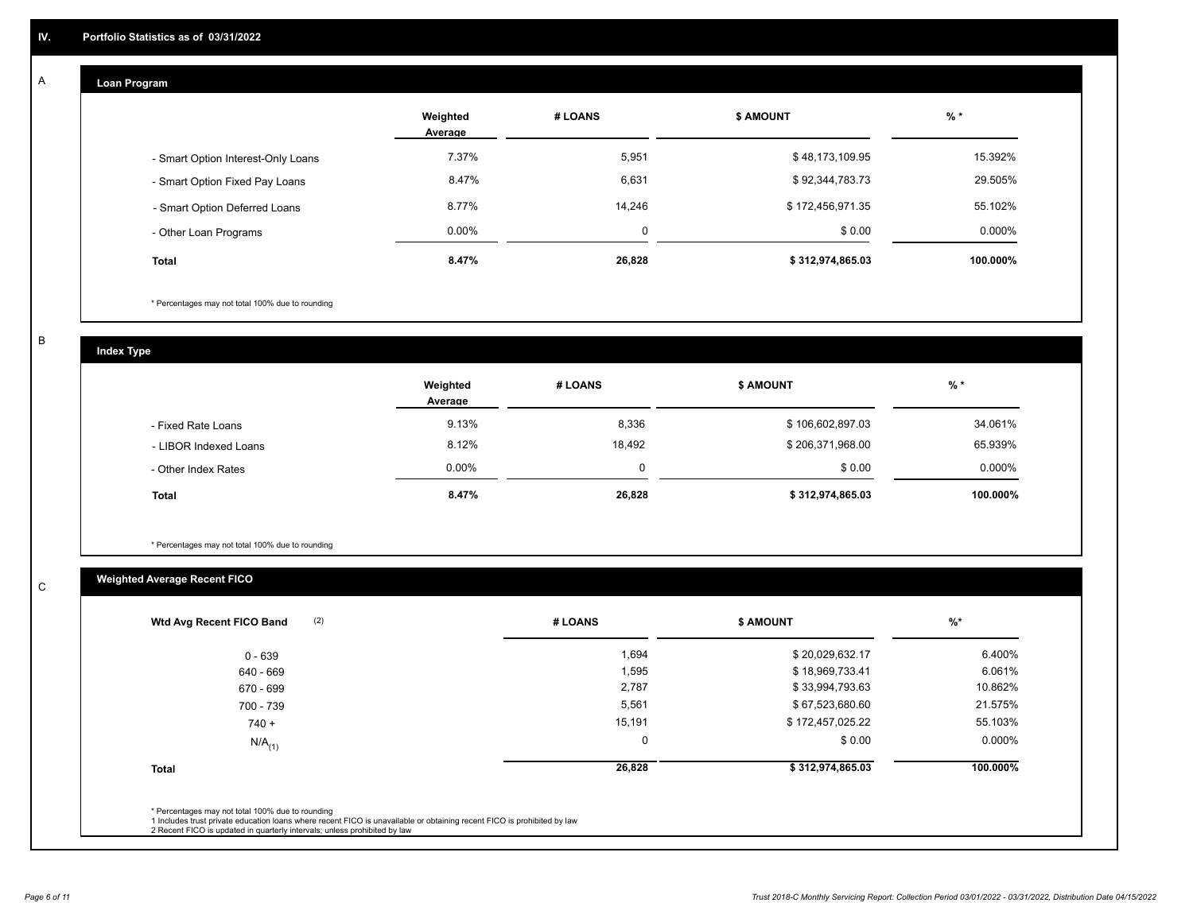## IV. Portfolio Statistics as of 03/31/2022

### A. Loan Program

| | Weighted Average | # LOANS | $ AMOUNT | % * |
|---|---|---|---|---|
| - Smart Option Interest-Only Loans | 7.37% | 5,951 | $ 48,173,109.95 | 15.392% |
| - Smart Option Fixed Pay Loans | 8.47% | 6,631 | $ 92,344,783.73 | 29.505% |
| - Smart Option Deferred Loans | 8.77% | 14,246 | $ 172,456,971.35 | 55.102% |
| - Other Loan Programs | 0.00% | 0 | $ 0.00 | 0.000% |
| **Total** | **8.47%** | **26,828** | **$ 312,974,865.03** | **100.000%** |

* Percentages may not total 100% due to rounding

### B. Index Type

| | Weighted Average | # LOANS | $ AMOUNT | % * |
|---|---|---|---|---|
| - Fixed Rate Loans | 9.13% | 8,336 | $ 106,602,897.03 | 34.061% |
| - LIBOR Indexed Loans | 8.12% | 18,492 | $ 206,371,968.00 | 65.939% |
| - Other Index Rates | 0.00% | 0 | $ 0.00 | 0.000% |
| **Total** | **8.47%** | **26,828** | **$ 312,974,865.03** | **100.000%** |

* Percentages may not total 100% due to rounding

### C. Weighted Average Recent FICO

| Wtd Avg Recent FICO Band (2) | # LOANS | $ AMOUNT | %* |
|---|---|---|---|
| 0 - 639 | 1,694 | $ 20,029,632.17 | 6.400% |
| 640 - 669 | 1,595 | $ 18,969,733.41 | 6.061% |
| 670 - 699 | 2,787 | $ 33,994,793.63 | 10.862% |
| 700 - 739 | 5,561 | $ 67,523,680.60 | 21.575% |
| 740 + | 15,191 | $ 172,457,025.22 | 55.103% |
| N/A (1) | 0 | $ 0.00 | 0.000% |
| **Total** | **26,828** | **$ 312,974,865.03** | **100.000%** |

* Percentages may not total 100% due to rounding
1 Includes trust private education loans where recent FICO is unavailable or obtaining recent FICO is prohibited by law
2 Recent FICO is updated in quarterly intervals; unless prohibited by law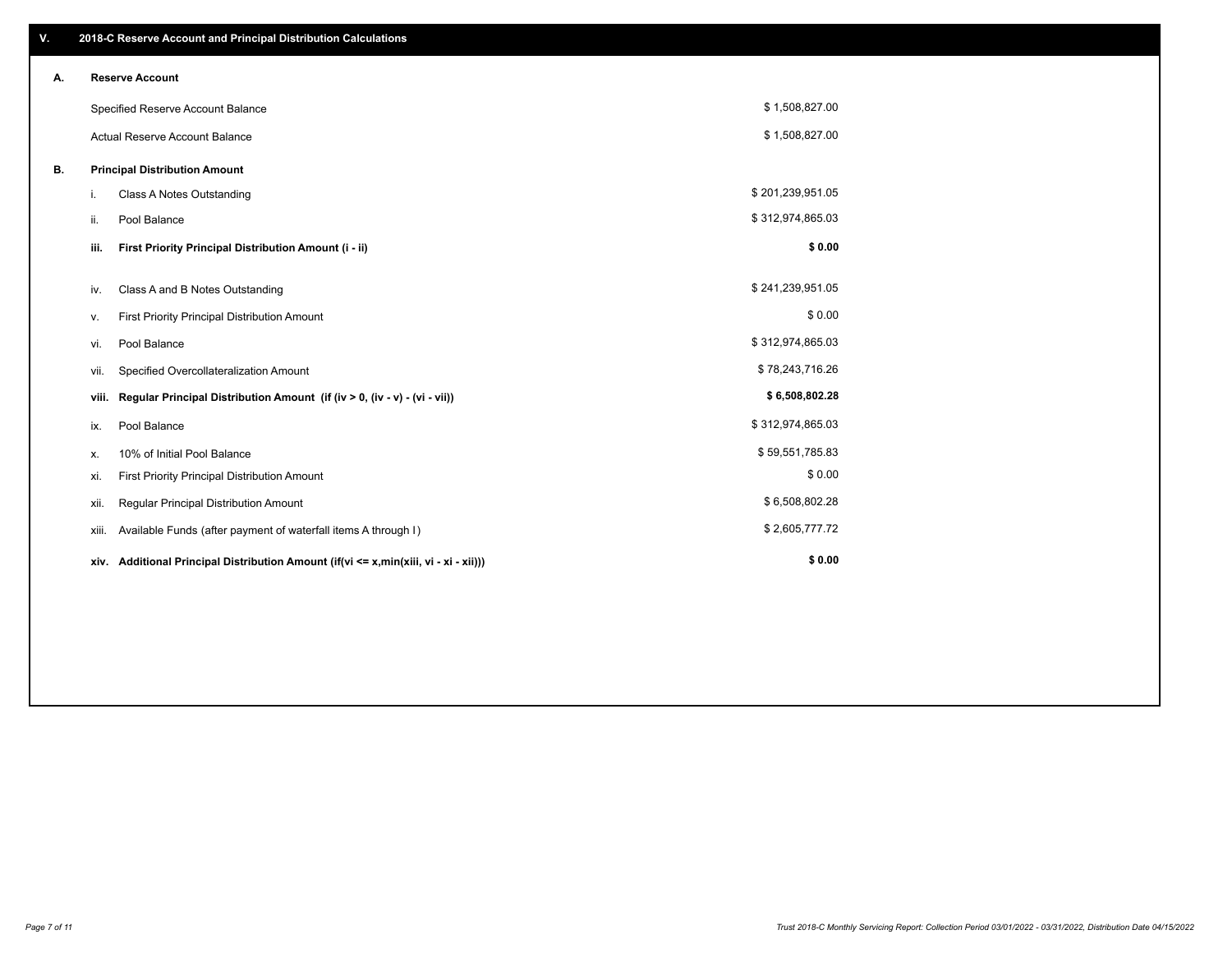## V. 2018-C Reserve Account and Principal Distribution Calculations

### A. Reserve Account

| | |
|---|---|
| Specified Reserve Account Balance | $ 1,508,827.00 |
| Actual Reserve Account Balance | $ 1,508,827.00 |

### B. Principal Distribution Amount

| | | |
|---|---|---|
| i. | Class A Notes Outstanding | $ 201,239,951.05 |
| ii. | Pool Balance | $ 312,974,865.03 |
| **iii.** | **First Priority Principal Distribution Amount (i - ii)** | **$ 0.00** |
| iv. | Class A and B Notes Outstanding | $ 241,239,951.05 |
| v. | First Priority Principal Distribution Amount | $ 0.00 |
| vi. | Pool Balance | $ 312,974,865.03 |
| vii. | Specified Overcollateralization Amount | $ 78,243,716.26 |
| **viii.** | **Regular Principal Distribution Amount (if (iv > 0, (iv - v) - (vi - vii))** | **$ 6,508,802.28** |
| ix. | Pool Balance | $ 312,974,865.03 |
| x. | 10% of Initial Pool Balance | $ 59,551,785.83 |
| xi. | First Priority Principal Distribution Amount | $ 0.00 |
| xii. | Regular Principal Distribution Amount | $ 6,508,802.28 |
| xiii. | Available Funds (after payment of waterfall items A through I) | $ 2,605,777.72 |
| **xiv.** | **Additional Principal Distribution Amount (if(vi <= x,min(xiii, vi - xi - xii)))** | **$ 0.00** |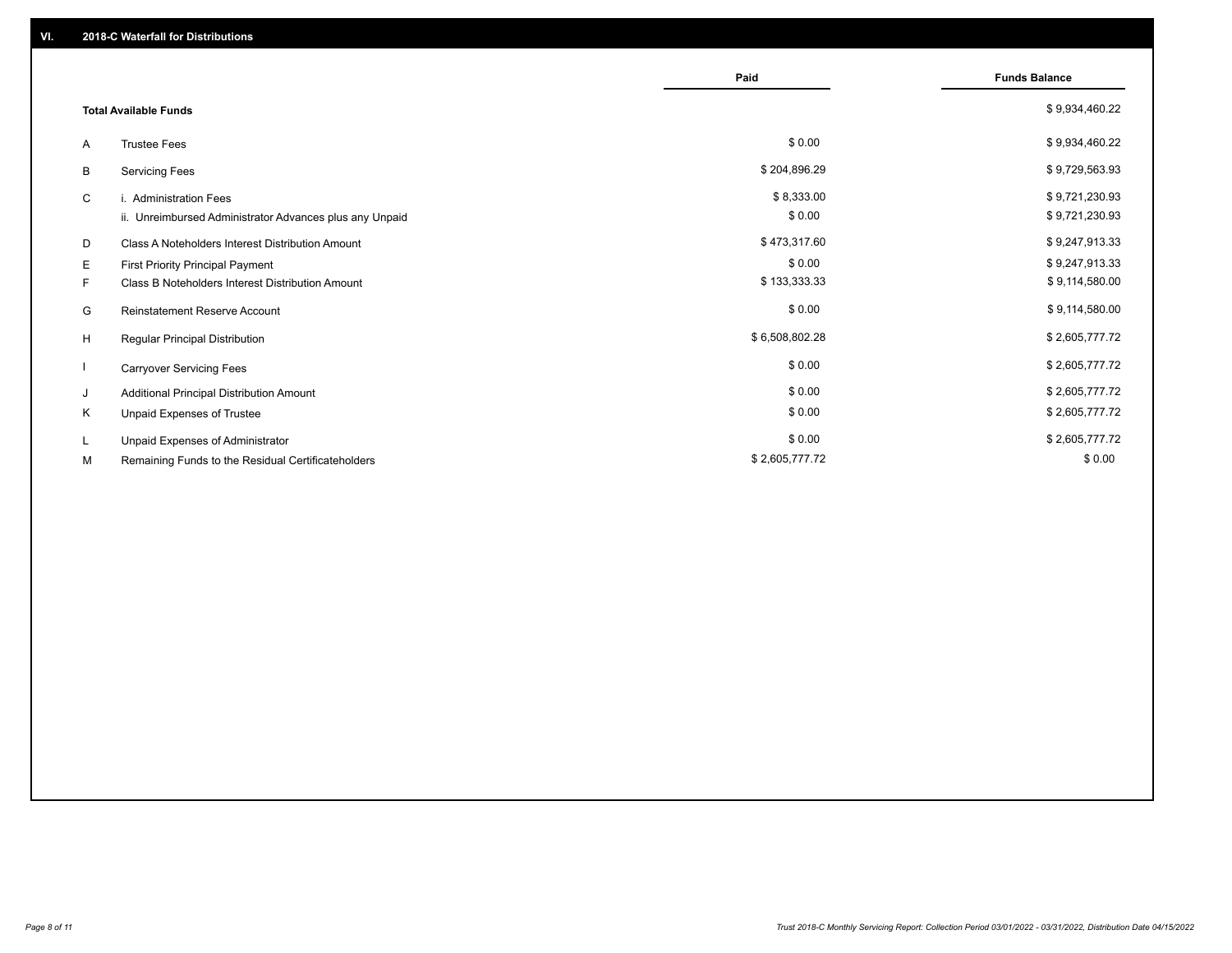## VI. 2018-C Waterfall for Distributions

| | | Paid | Funds Balance |
|---|---|---|---|
| | **Total Available Funds** | | $ 9,934,460.22 |
| A | Trustee Fees | $ 0.00 | $ 9,934,460.22 |
| B | Servicing Fees | $ 204,896.29 | $ 9,729,563.93 |
| C | i. Administration Fees | $ 8,333.00 | $ 9,721,230.93 |
| | ii. Unreimbursed Administrator Advances plus any Unpaid | $ 0.00 | $ 9,721,230.93 |
| D | Class A Noteholders Interest Distribution Amount | $ 473,317.60 | $ 9,247,913.33 |
| E | First Priority Principal Payment | $ 0.00 | $ 9,247,913.33 |
| F | Class B Noteholders Interest Distribution Amount | $ 133,333.33 | $ 9,114,580.00 |
| G | Reinstatement Reserve Account | $ 0.00 | $ 9,114,580.00 |
| H | Regular Principal Distribution | $ 6,508,802.28 | $ 2,605,777.72 |
| I | Carryover Servicing Fees | $ 0.00 | $ 2,605,777.72 |
| J | Additional Principal Distribution Amount | $ 0.00 | $ 2,605,777.72 |
| K | Unpaid Expenses of Trustee | $ 0.00 | $ 2,605,777.72 |
| L | Unpaid Expenses of Administrator | $ 0.00 | $ 2,605,777.72 |
| M | Remaining Funds to the Residual Certificateholders | $ 2,605,777.72 | $ 0.00 |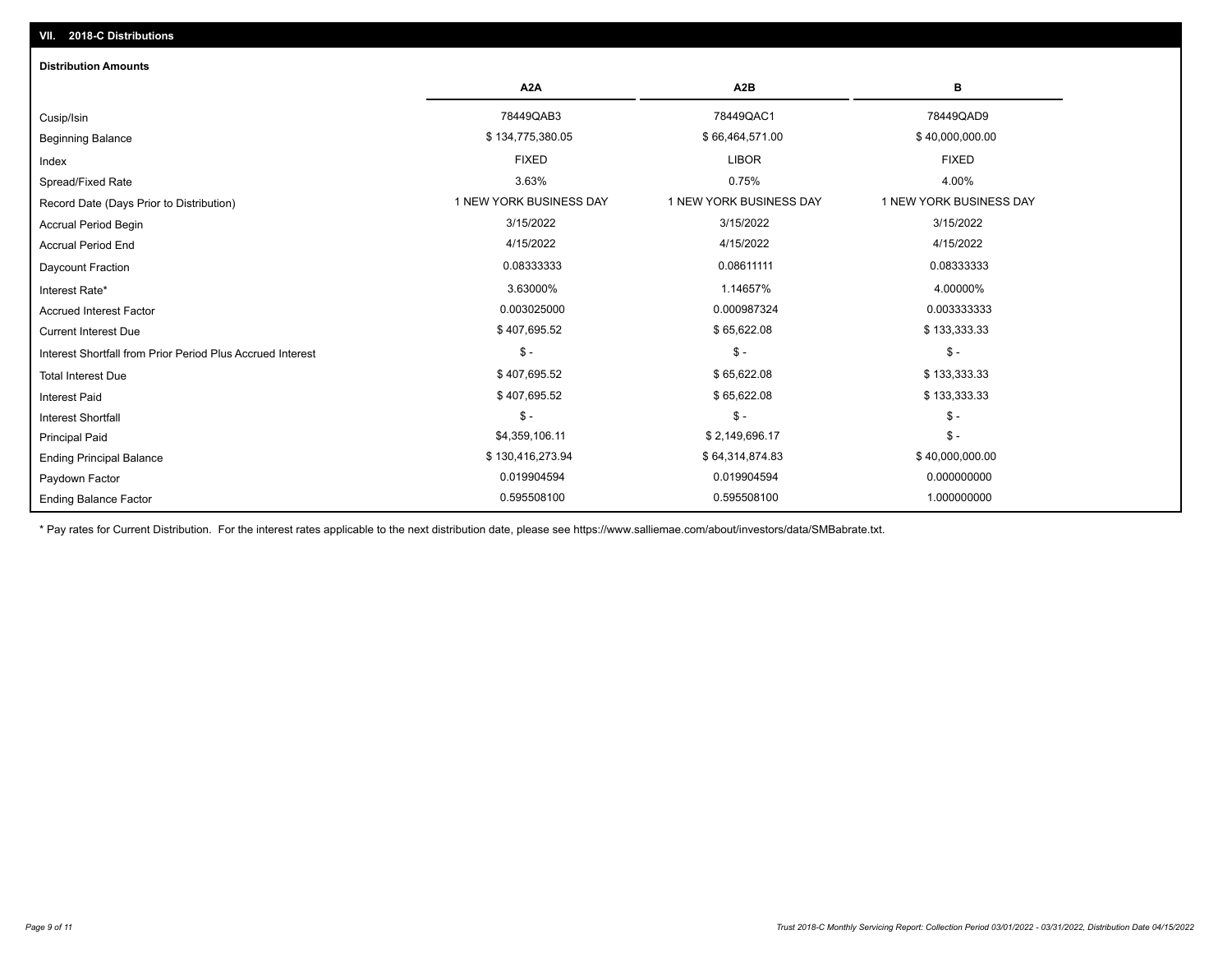## VII. 2018-C Distributions

### Distribution Amounts

| | A2A | A2B | B |
|---|---|---|---|
| Cusip/Isin | 78449QAB3 | 78449QAC1 | 78449QAD9 |
| Beginning Balance | $ 134,775,380.05 | $ 66,464,571.00 | $ 40,000,000.00 |
| Index | FIXED | LIBOR | FIXED |
| Spread/Fixed Rate | 3.63% | 0.75% | 4.00% |
| Record Date (Days Prior to Distribution) | 1 NEW YORK BUSINESS DAY | 1 NEW YORK BUSINESS DAY | 1 NEW YORK BUSINESS DAY |
| Accrual Period Begin | 3/15/2022 | 3/15/2022 | 3/15/2022 |
| Accrual Period End | 4/15/2022 | 4/15/2022 | 4/15/2022 |
| Daycount Fraction | 0.08333333 | 0.08611111 | 0.08333333 |
| Interest Rate* | 3.63000% | 1.14657% | 4.00000% |
| Accrued Interest Factor | 0.003025000 | 0.000987324 | 0.003333333 |
| Current Interest Due | $ 407,695.52 | $ 65,622.08 | $ 133,333.33 |
| Interest Shortfall from Prior Period Plus Accrued Interest | $ - | $ - | $ - |
| Total Interest Due | $ 407,695.52 | $ 65,622.08 | $ 133,333.33 |
| Interest Paid | $ 407,695.52 | $ 65,622.08 | $ 133,333.33 |
| Interest Shortfall | $ - | $ - | $ - |
| Principal Paid | $4,359,106.11 | $ 2,149,696.17 | $ - |
| Ending Principal Balance | $ 130,416,273.94 | $ 64,314,874.83 | $ 40,000,000.00 |
| Paydown Factor | 0.019904594 | 0.019904594 | 0.000000000 |
| Ending Balance Factor | 0.595508100 | 0.595508100 | 1.000000000 |

* Pay rates for Current Distribution. For the interest rates applicable to the next distribution date, please see https://www.salliemae.com/about/investors/data/SMBabrate.txt.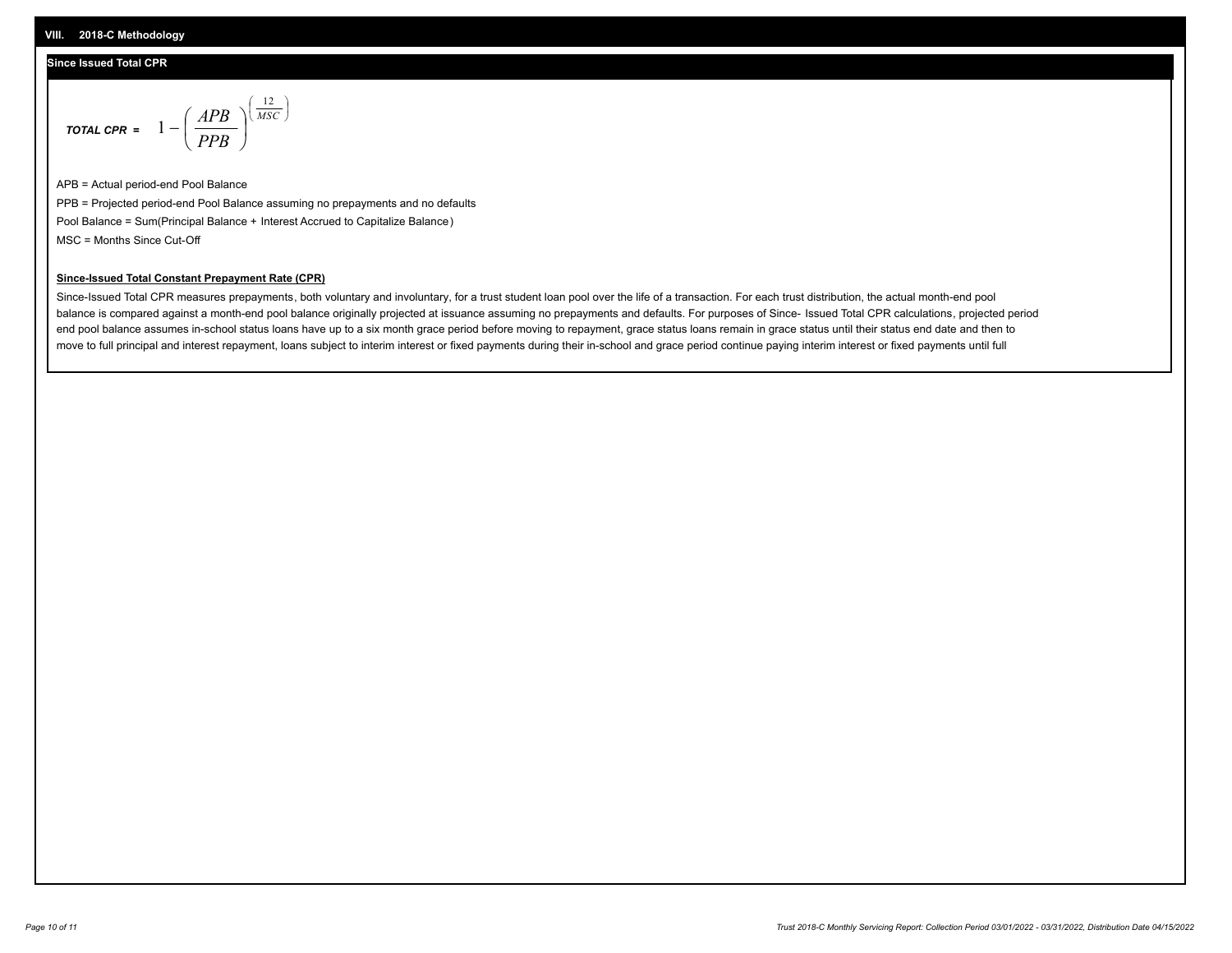## VIII. 2018-C Methodology

### Since Issued Total CPR

$$\textbf{\textit{TOTAL CPR}} = 1 - \left( \frac{APB}{PPB} \right)^{\left( \frac{12}{MSC} \right)}$$

APB = Actual period-end Pool Balance

PPB = Projected period-end Pool Balance assuming no prepayments and no defaults

Pool Balance = Sum(Principal Balance + Interest Accrued to Capitalize Balance)

MSC = Months Since Cut-Off

**Since-Issued Total Constant Prepayment Rate (CPR)**

Since-Issued Total CPR measures prepayments, both voluntary and involuntary, for a trust student loan pool over the life of a transaction. For each trust distribution, the actual month-end pool balance is compared against a month-end pool balance originally projected at issuance assuming no prepayments and defaults. For purposes of Since- Issued Total CPR calculations, projected period end pool balance assumes in-school status loans have up to a six month grace period before moving to repayment, grace status loans remain in grace status until their status end date and then to move to full principal and interest repayment, loans subject to interim interest or fixed payments during their in-school and grace period continue paying interim interest or fixed payments until full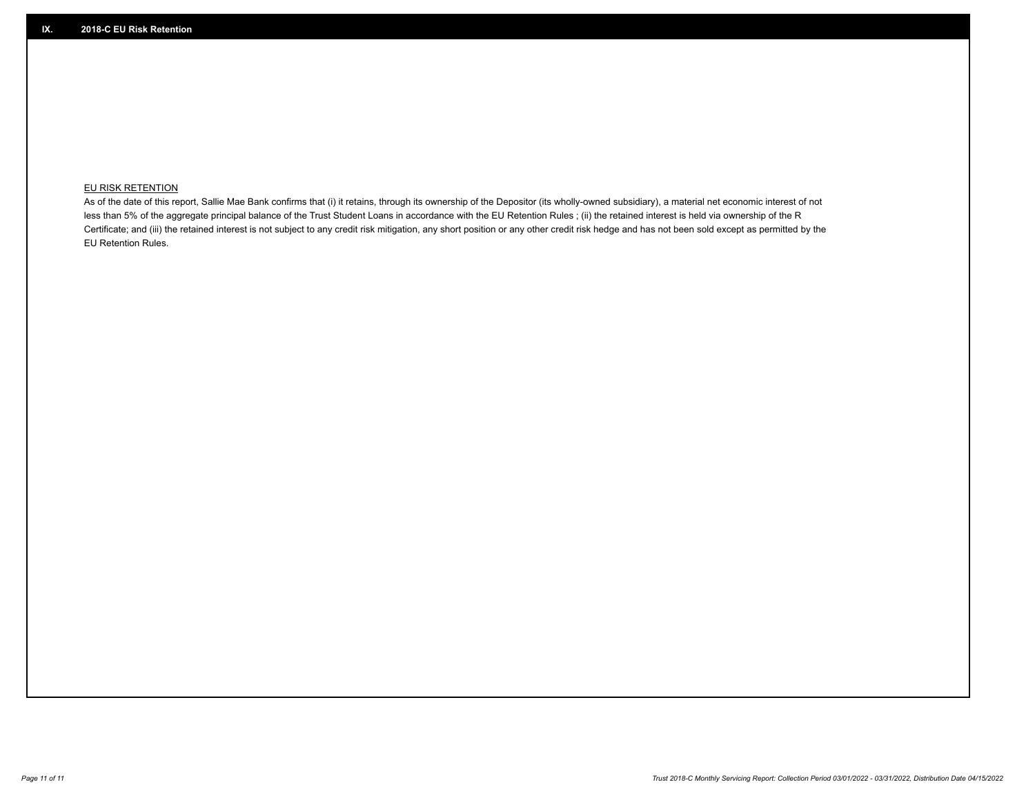## IX. 2018-C EU Risk Retention

EU RISK RETENTION

As of the date of this report, Sallie Mae Bank confirms that (i) it retains, through its ownership of the Depositor (its wholly-owned subsidiary), a material net economic interest of not less than 5% of the aggregate principal balance of the Trust Student Loans in accordance with the EU Retention Rules ; (ii) the retained interest is held via ownership of the R Certificate; and (iii) the retained interest is not subject to any credit risk mitigation, any short position or any other credit risk hedge and has not been sold except as permitted by the EU Retention Rules.